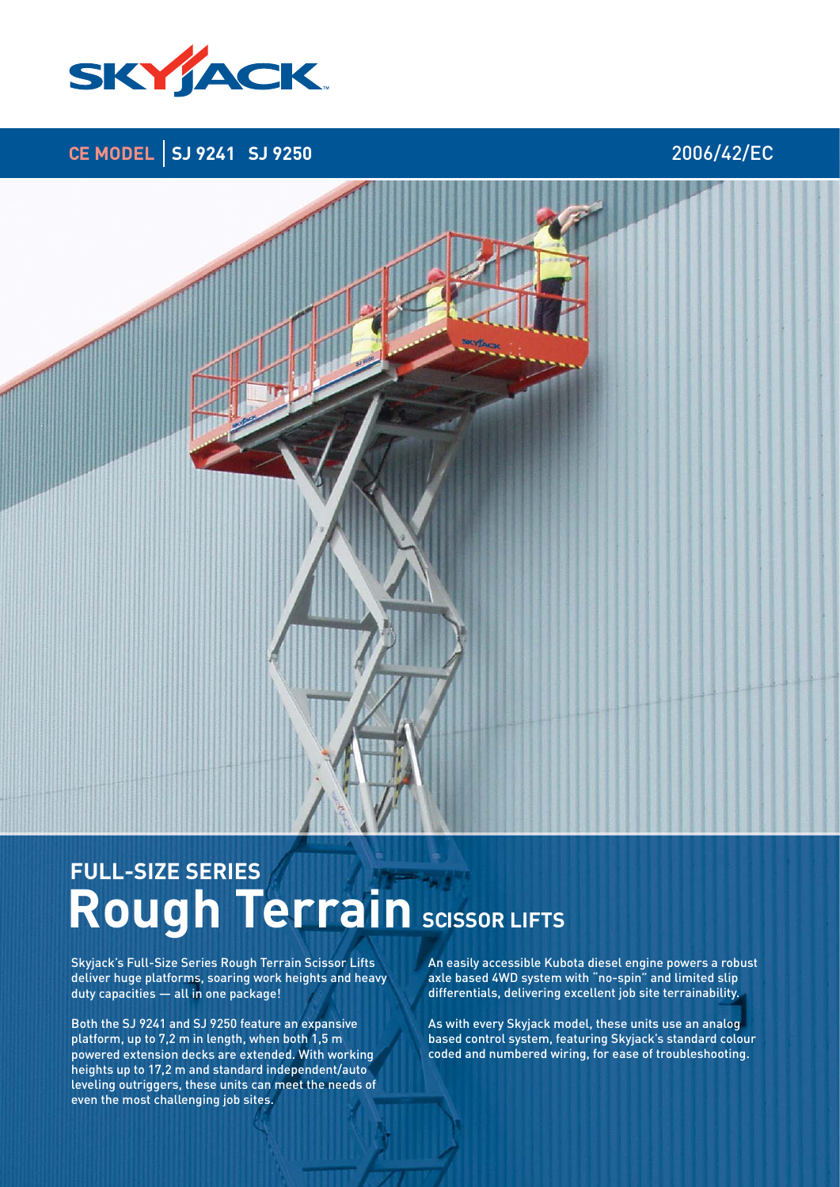SKYJACK

CE MODEL | SJ 9241 SJ 9250 2006/42/EC

# FULL-SIZE SERIES
# Rough Terrain SCISSOR LIFTS

Skyjack's Full-Size Series Rough Terrain Scissor Lifts deliver huge platforms, soaring work heights and heavy duty capacities — all in one package!

Both the SJ 9241 and SJ 9250 feature an expansive platform, up to 7,2 m in length, when both 1,5 m powered extension decks are extended. With working heights up to 17,2 m and standard independent/auto leveling outriggers, these units can meet the needs of even the most challenging job sites.

An easily accessible Kubota diesel engine powers a robust axle based 4WD system with "no-spin" and limited slip differentials, delivering excellent job site terrainability.

As with every Skyjack model, these units use an analog based control system, featuring Skyjack's standard colour coded and numbered wiring, for ease of troubleshooting.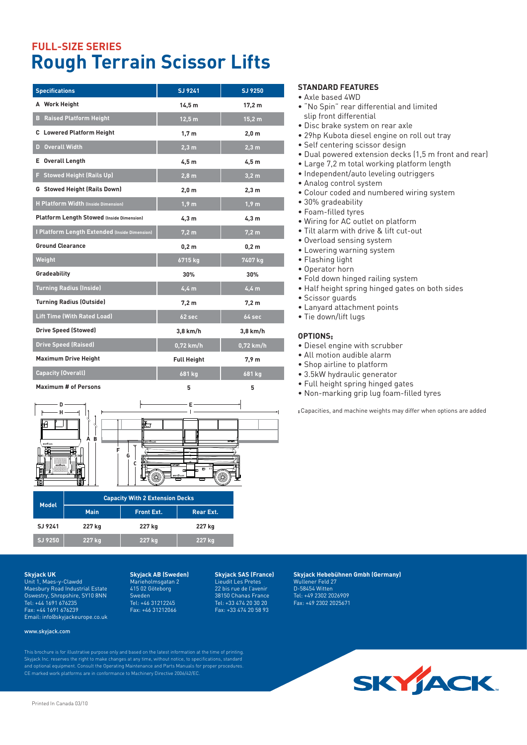## FULL-SIZE SERIES

# Rough Terrain Scissor Lifts

| Specifications | SJ 9241 | SJ 9250 |
|---|---|---|
| A Work Height | 14,5 m | 17,2 m |
| B Raised Platform Height | 12,5 m | 15,2 m |
| C Lowered Platform Height | 1,7 m | 2,0 m |
| D Overall Width | 2,3 m | 2,3 m |
| E Overall Length | 4,5 m | 4,5 m |
| F Stowed Height (Rails Up) | 2,8 m | 3,2 m |
| G Stowed Height (Rails Down) | 2,0 m | 2,3 m |
| H Platform Width (Inside Dimension) | 1,9 m | 1,9 m |
| Platform Length Stowed (Inside Dimension) | 4,3 m | 4,3 m |
| I Platform Length Extended (Inside Dimension) | 7,2 m | 7,2 m |
| Ground Clearance | 0,2 m | 0,2 m |
| Weight | 6715 kg | 7407 kg |
| Gradeability | 30% | 30% |
| Turning Radius (Inside) | 4,4 m | 4,4 m |
| Turning Radius (Outside) | 7,2 m | 7,2 m |
| Lift Time (With Rated Load) | 62 sec | 64 sec |
| Drive Speed (Stowed) | 3,8 km/h | 3,8 km/h |
| Drive Speed (Raised) | 0,72 km/h | 0,72 km/h |
| Maximum Drive Height | Full Height | 7,9 m |
| Capacity (Overall) | 681 kg | 681 kg |
| Maximum # of Persons | 5 | 5 |

D H A B F G C E I

| Model | Capacity With 2 Extension Decks | | |
|---|---|---|---|
| | Main | Front Ext. | Rear Ext. |
| SJ 9241 | 227 kg | 227 kg | 227 kg |
| SJ 9250 | 227 kg | 227 kg | 227 kg |

### STANDARD FEATURES

- Axle based 4WD
- "No Spin" rear differential and limited slip front differential
- Disc brake system on rear axle
- 29hp Kubota diesel engine on roll out tray
- Self centering scissor design
- Dual powered extension decks (1,5 m front and rear)
- Large 7,2 m total working platform length
- Independent/auto leveling outriggers
- Analog control system
- Colour coded and numbered wiring system
- 30% gradeability
- Foam-filled tyres
- Wiring for AC outlet on platform
- Tilt alarm with drive & lift cut-out
- Overload sensing system
- Lowering warning system
- Flashing light
- Operator horn
- Fold down hinged railing system
- Half height spring hinged gates on both sides
- Scissor guards
- Lanyard attachment points
- Tie down/lift lugs

### OPTIONS‡

- Diesel engine with scrubber
- All motion audible alarm
- Shop airline to platform
- 3.5kW hydraulic generator
- Full height spring hinged gates
- Non-marking grip lug foam-filled tyres

‡Capacities, and machine weights may differ when options are added

**Skyjack UK**
Unit 1, Maes-y-Clawdd
Maesbury Road Industrial Estate
Oswestry, Shropshire, SY10 8NN
Tel: +44 1691 676235
Fax: +44 1691 676239
Email: info@skyjackeurope.co.uk

**Skyjack AB (Sweden)**
Marieholmsgatan 2
415 02 Göteborg
Sweden
Tel: +46 31212245
Fax: +46 31212066

**Skyjack SAS (France)**
Lieudit Les Pretes
22 bis rue de l'avenir
38150 Chanas France
Tel: +33 474 20 30 20
Fax: +33 474 20 58 93

**Skyjack Hebebühnen Gmbh (Germany)**
Wullener Feld 27
D-58454 Witten
Tel: +49 2302 2026909
Fax: +49 2302 2025671

www.skyjack.com

This brochure is for illustrative purpose only and based on the latest information at the time of printing. Skyjack Inc. reserves the right to make changes at any time, without notice, to specifications, standard and optional equipment. Consult the Operating Maintenance and Parts Manuals for proper procedures. CE marked work platforms are in conformance to Machinery Directive 2006/42/EC.

SKYJACK

Printed In Canada 03/10